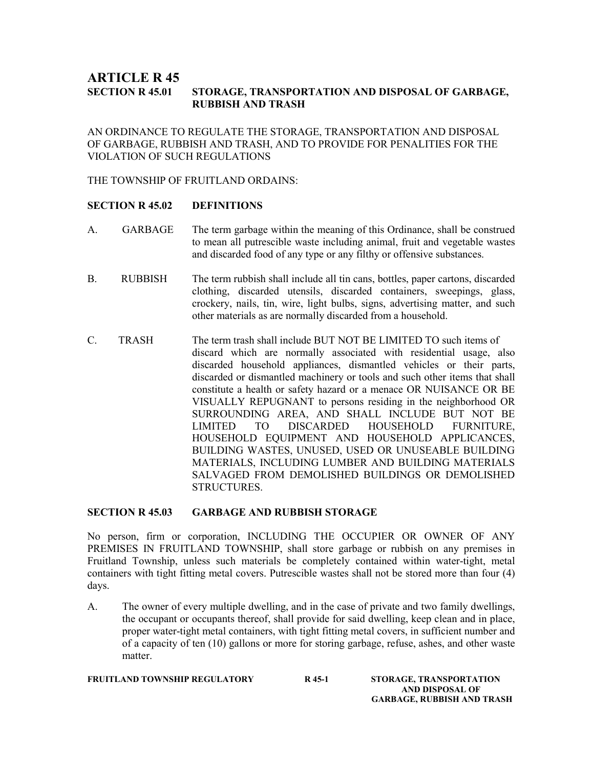# ARTICLE R 45

## SECTION R 45.01 STORAGE, TRANSPORTATION AND DISPOSAL OF GARBAGE, RUBBISH AND TRASH

AN ORDINANCE TO REGULATE THE STORAGE, TRANSPORTATION AND DISPOSAL OF GARBAGE, RUBBISH AND TRASH, AND TO PROVIDE FOR PENALITIES FOR THE VIOLATION OF SUCH REGULATIONS

THE TOWNSHIP OF FRUITLAND ORDAINS:

### SECTION R 45.02 DEFINITIONS

A. GARBAGE The term garbage within the meaning of this Ordinance, shall be construed to mean all putrescible waste including animal, fruit and vegetable wastes and discarded food of any type or any filthy or offensive substances.

B. RUBBISH The term rubbish shall include all tin cans, bottles, paper cartons, discarded clothing, discarded utensils, discarded containers, sweepings, glass, crockery, nails, tin, wire, light bulbs, signs, advertising matter, and such other materials as are normally discarded from a household.

C. TRASH The term trash shall include BUT NOT BE LIMITED TO such items of discard which are normally associated with residential usage, also discarded household appliances, dismantled vehicles or their parts, discarded or dismantled machinery or tools and such other items that shall constitute a health or safety hazard or a menace OR NUISANCE OR BE VISUALLY REPUGNANT to persons residing in the neighborhood OR SURROUNDING AREA, AND SHALL INCLUDE BUT NOT BE LIMITED TO DISCARDED HOUSEHOLD FURNITURE, HOUSEHOLD EQUIPMENT AND HOUSEHOLD APPLICANCES, BUILDING WASTES, UNUSED, USED OR UNUSEABLE BUILDING MATERIALS, INCLUDING LUMBER AND BUILDING MATERIALS SALVAGED FROM DEMOLISHED BUILDINGS OR DEMOLISHED STRUCTURES.

### SECTION R 45.03 GARBAGE AND RUBBISH STORAGE

No person, firm or corporation, INCLUDING THE OCCUPIER OR OWNER OF ANY PREMISES IN FRUITLAND TOWNSHIP, shall store garbage or rubbish on any premises in Fruitland Township, unless such materials be completely contained within water-tight, metal containers with tight fitting metal covers. Putrescible wastes shall not be stored more than four (4) days.

A. The owner of every multiple dwelling, and in the case of private and two family dwellings, the occupant or occupants thereof, shall provide for said dwelling, keep clean and in place, proper water-tight metal containers, with tight fitting metal covers, in sufficient number and of a capacity of ten (10) gallons or more for storing garbage, refuse, ashes, and other waste matter.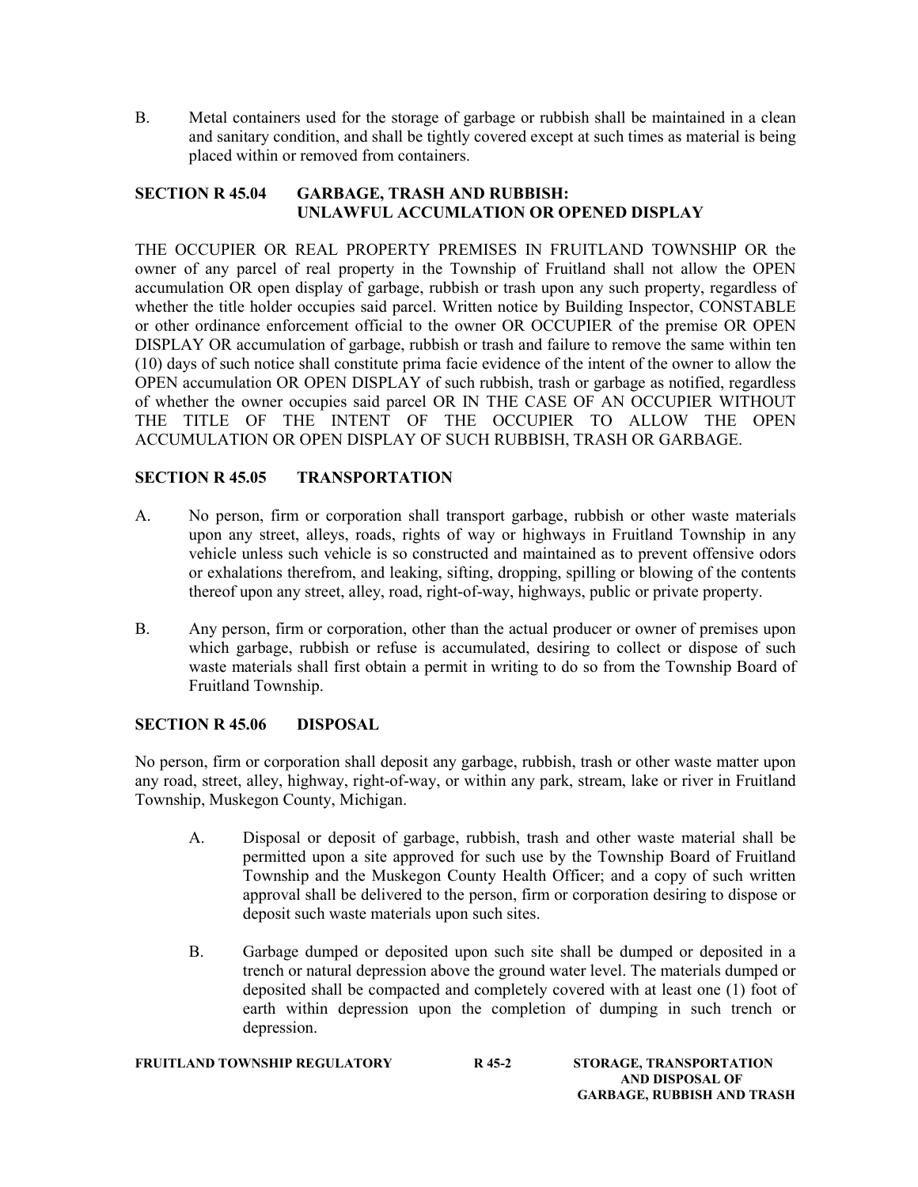B. Metal containers used for the storage of garbage or rubbish shall be maintained in a clean and sanitary condition, and shall be tightly covered except at such times as material is being placed within or removed from containers.

## SECTION R 45.04 GARBAGE, TRASH AND RUBBISH: UNLAWFUL ACCUMLATION OR OPENED DISPLAY

THE OCCUPIER OR REAL PROPERTY PREMISES IN FRUITLAND TOWNSHIP OR the owner of any parcel of real property in the Township of Fruitland shall not allow the OPEN accumulation OR open display of garbage, rubbish or trash upon any such property, regardless of whether the title holder occupies said parcel. Written notice by Building Inspector, CONSTABLE or other ordinance enforcement official to the owner OR OCCUPIER of the premise OR OPEN DISPLAY OR accumulation of garbage, rubbish or trash and failure to remove the same within ten (10) days of such notice shall constitute prima facie evidence of the intent of the owner to allow the OPEN accumulation OR OPEN DISPLAY of such rubbish, trash or garbage as notified, regardless of whether the owner occupies said parcel OR IN THE CASE OF AN OCCUPIER WITHOUT THE TITLE OF THE INTENT OF THE OCCUPIER TO ALLOW THE OPEN ACCUMULATION OR OPEN DISPLAY OF SUCH RUBBISH, TRASH OR GARBAGE.

## SECTION R 45.05 TRANSPORTATION

A. No person, firm or corporation shall transport garbage, rubbish or other waste materials upon any street, alleys, roads, rights of way or highways in Fruitland Township in any vehicle unless such vehicle is so constructed and maintained as to prevent offensive odors or exhalations therefrom, and leaking, sifting, dropping, spilling or blowing of the contents thereof upon any street, alley, road, right-of-way, highways, public or private property.

B. Any person, firm or corporation, other than the actual producer or owner of premises upon which garbage, rubbish or refuse is accumulated, desiring to collect or dispose of such waste materials shall first obtain a permit in writing to do so from the Township Board of Fruitland Township.

## SECTION R 45.06 DISPOSAL

No person, firm or corporation shall deposit any garbage, rubbish, trash or other waste matter upon any road, street, alley, highway, right-of-way, or within any park, stream, lake or river in Fruitland Township, Muskegon County, Michigan.

A. Disposal or deposit of garbage, rubbish, trash and other waste material shall be permitted upon a site approved for such use by the Township Board of Fruitland Township and the Muskegon County Health Officer; and a copy of such written approval shall be delivered to the person, firm or corporation desiring to dispose or deposit such waste materials upon such sites.

B. Garbage dumped or deposited upon such site shall be dumped or deposited in a trench or natural depression above the ground water level. The materials dumped or deposited shall be compacted and completely covered with at least one (1) foot of earth within depression upon the completion of dumping in such trench or depression.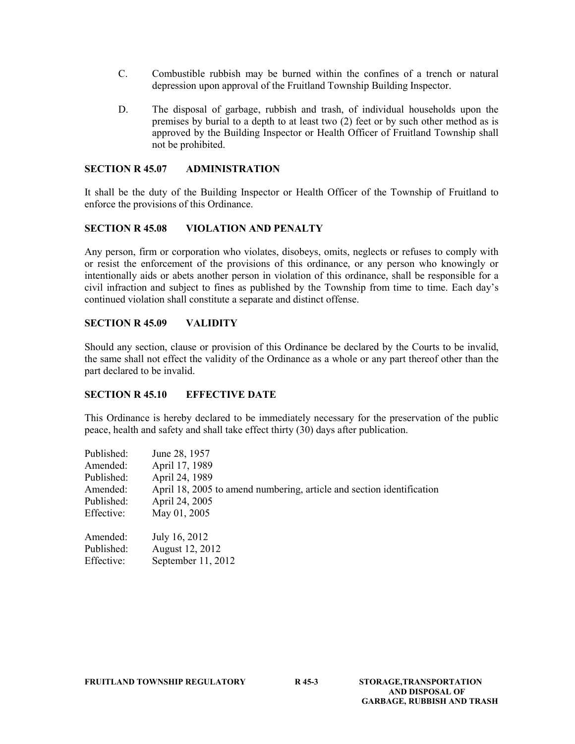C. Combustible rubbish may be burned within the confines of a trench or natural depression upon approval of the Fruitland Township Building Inspector.

D. The disposal of garbage, rubbish and trash, of individual households upon the premises by burial to a depth to at least two (2) feet or by such other method as is approved by the Building Inspector or Health Officer of Fruitland Township shall not be prohibited.

### SECTION R 45.07 ADMINISTRATION

It shall be the duty of the Building Inspector or Health Officer of the Township of Fruitland to enforce the provisions of this Ordinance.

### SECTION R 45.08 VIOLATION AND PENALTY

Any person, firm or corporation who violates, disobeys, omits, neglects or refuses to comply with or resist the enforcement of the provisions of this ordinance, or any person who knowingly or intentionally aids or abets another person in violation of this ordinance, shall be responsible for a civil infraction and subject to fines as published by the Township from time to time. Each day's continued violation shall constitute a separate and distinct offense.

### SECTION R 45.09 VALIDITY

Should any section, clause or provision of this Ordinance be declared by the Courts to be invalid, the same shall not effect the validity of the Ordinance as a whole or any part thereof other than the part declared to be invalid.

### SECTION R 45.10 EFFECTIVE DATE

This Ordinance is hereby declared to be immediately necessary for the preservation of the public peace, health and safety and shall take effect thirty (30) days after publication.

| | |
|---|---|
| Published: | June 28, 1957 |
| Amended: | April 17, 1989 |
| Published: | April 24, 1989 |
| Amended: | April 18, 2005 to amend numbering, article and section identification |
| Published: | April 24, 2005 |
| Effective: | May 01, 2005 |
| Amended: | July 16, 2012 |
| Published: | August 12, 2012 |
| Effective: | September 11, 2012 |